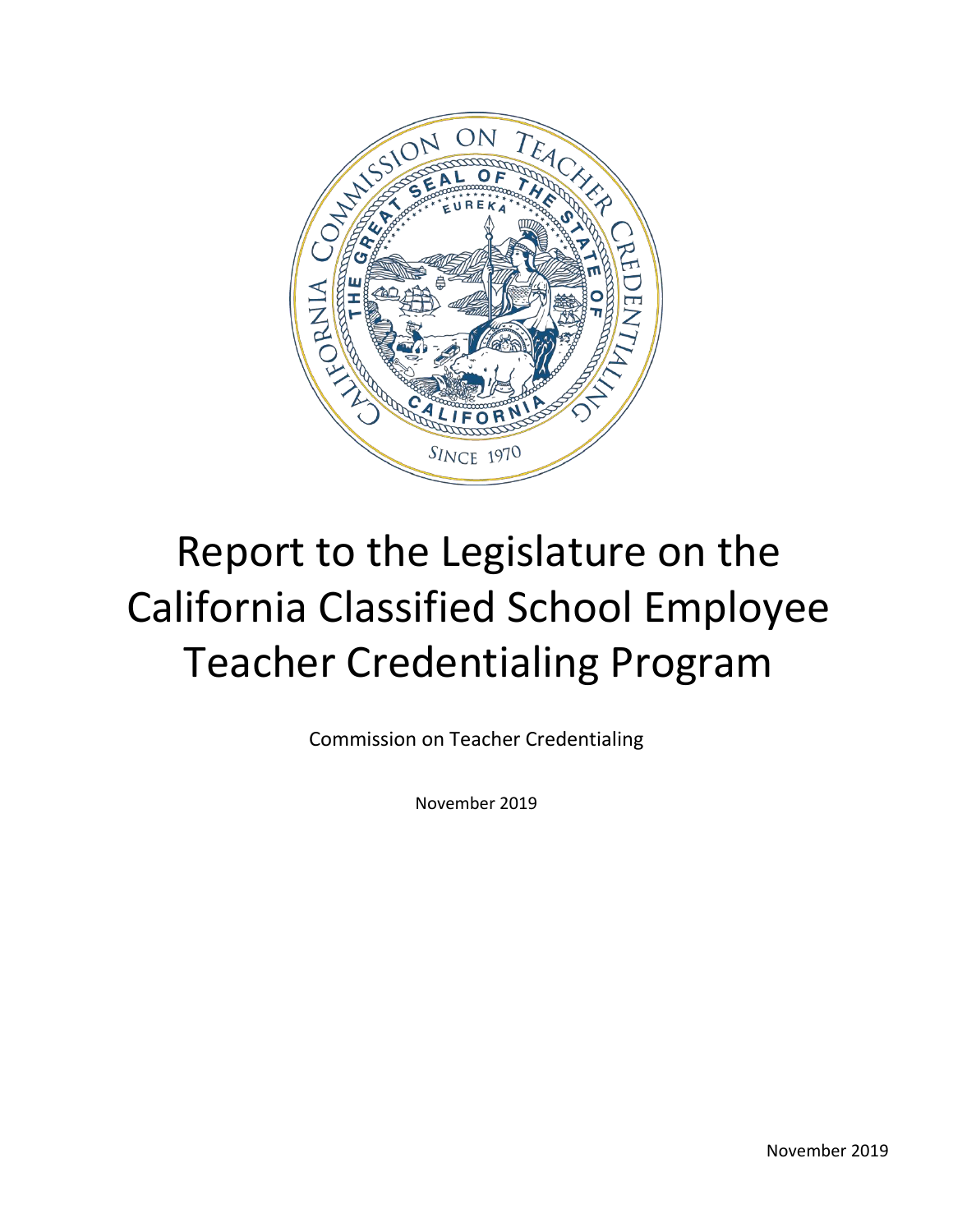# Report to the Legislature on the California Classified School Employee Teacher Credentialing Program

Commission on Teacher Credentialing

November 2019

November 2019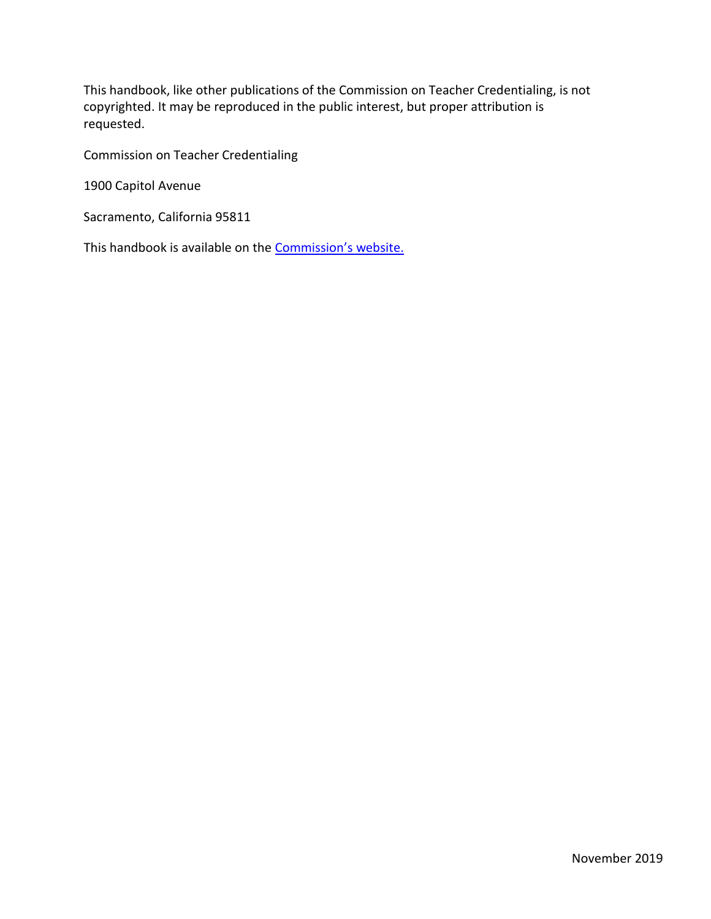This handbook, like other publications of the Commission on Teacher Credentialing, is not copyrighted. It may be reproduced in the public interest, but proper attribution is requested.

Commission on Teacher Credentialing

1900 Capitol Avenue

Sacramento, California 95811

This handbook is available on the Commission's website.

November 2019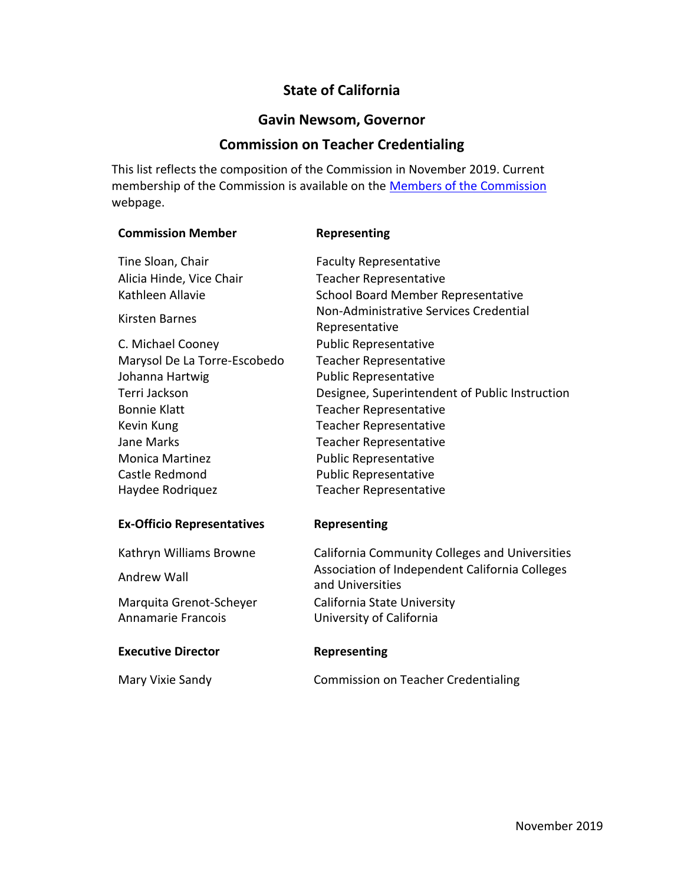## State of California

## Gavin Newsom, Governor

## Commission on Teacher Credentialing

This list reflects the composition of the Commission in November 2019. Current membership of the Commission is available on the [Members of the Commission](#) webpage.

| Commission Member | Representing |
|---|---|
| Tine Sloan, Chair | Faculty Representative |
| Alicia Hinde, Vice Chair | Teacher Representative |
| Kathleen Allavie | School Board Member Representative |
| Kirsten Barnes | Non-Administrative Services Credential Representative |
| C. Michael Cooney | Public Representative |
| Marysol De La Torre-Escobedo | Teacher Representative |
| Johanna Hartwig | Public Representative |
| Terri Jackson | Designee, Superintendent of Public Instruction |
| Bonnie Klatt | Teacher Representative |
| Kevin Kung | Teacher Representative |
| Jane Marks | Teacher Representative |
| Monica Martinez | Public Representative |
| Castle Redmond | Public Representative |
| Haydee Rodriquez | Teacher Representative |

| Ex-Officio Representatives | Representing |
|---|---|
| Kathryn Williams Browne | California Community Colleges and Universities |
| Andrew Wall | Association of Independent California Colleges and Universities |
| Marquita Grenot-Scheyer | California State University |
| Annamarie Francois | University of California |

| Executive Director | Representing |
|---|---|
| Mary Vixie Sandy | Commission on Teacher Credentialing |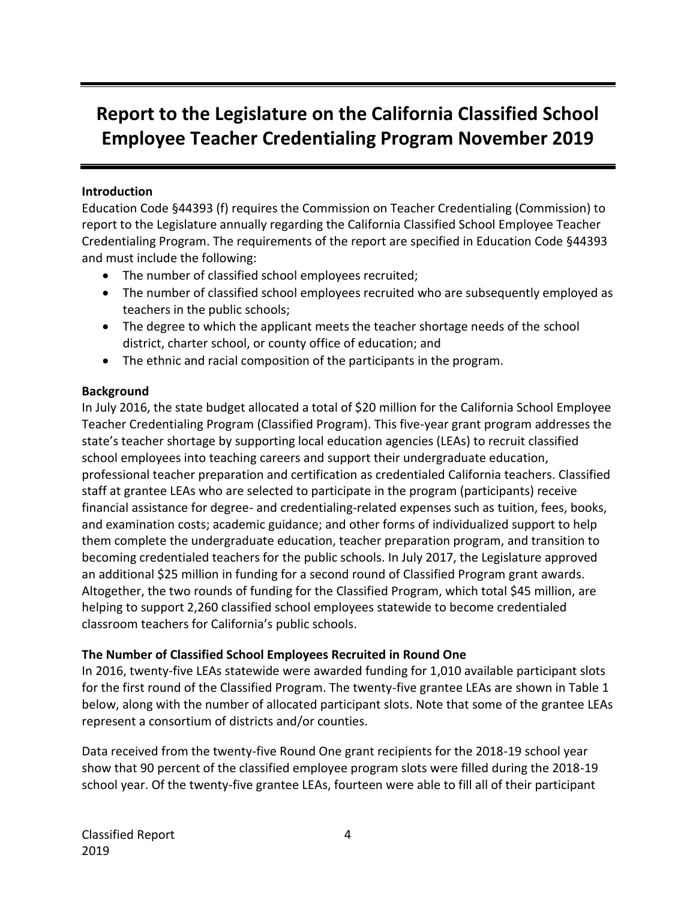# Report to the Legislature on the California Classified School Employee Teacher Credentialing Program November 2019

**Introduction**

Education Code §44393 (f) requires the Commission on Teacher Credentialing (Commission) to report to the Legislature annually regarding the California Classified School Employee Teacher Credentialing Program. The requirements of the report are specified in Education Code §44393 and must include the following:

- The number of classified school employees recruited;
- The number of classified school employees recruited who are subsequently employed as teachers in the public schools;
- The degree to which the applicant meets the teacher shortage needs of the school district, charter school, or county office of education; and
- The ethnic and racial composition of the participants in the program.

**Background**

In July 2016, the state budget allocated a total of $20 million for the California School Employee Teacher Credentialing Program (Classified Program). This five-year grant program addresses the state's teacher shortage by supporting local education agencies (LEAs) to recruit classified school employees into teaching careers and support their undergraduate education, professional teacher preparation and certification as credentialed California teachers. Classified staff at grantee LEAs who are selected to participate in the program (participants) receive financial assistance for degree- and credentialing-related expenses such as tuition, fees, books, and examination costs; academic guidance; and other forms of individualized support to help them complete the undergraduate education, teacher preparation program, and transition to becoming credentialed teachers for the public schools. In July 2017, the Legislature approved an additional $25 million in funding for a second round of Classified Program grant awards. Altogether, the two rounds of funding for the Classified Program, which total $45 million, are helping to support 2,260 classified school employees statewide to become credentialed classroom teachers for California's public schools.

**The Number of Classified School Employees Recruited in Round One**

In 2016, twenty-five LEAs statewide were awarded funding for 1,010 available participant slots for the first round of the Classified Program. The twenty-five grantee LEAs are shown in Table 1 below, along with the number of allocated participant slots. Note that some of the grantee LEAs represent a consortium of districts and/or counties.

Data received from the twenty-five Round One grant recipients for the 2018-19 school year show that 90 percent of the classified employee program slots were filled during the 2018-19 school year. Of the twenty-five grantee LEAs, fourteen were able to fill all of their participant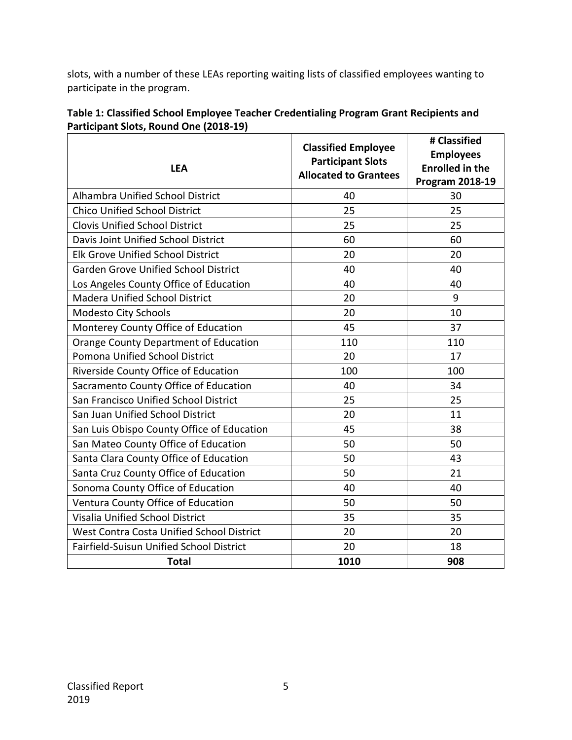slots, with a number of these LEAs reporting waiting lists of classified employees wanting to participate in the program.

**Table 1: Classified School Employee Teacher Credentialing Program Grant Recipients and Participant Slots, Round One (2018-19)**

| LEA | Classified Employee Participant Slots Allocated to Grantees | # Classified Employees Enrolled in the Program 2018-19 |
|---|---|---|
| Alhambra Unified School District | 40 | 30 |
| Chico Unified School District | 25 | 25 |
| Clovis Unified School District | 25 | 25 |
| Davis Joint Unified School District | 60 | 60 |
| Elk Grove Unified School District | 20 | 20 |
| Garden Grove Unified School District | 40 | 40 |
| Los Angeles County Office of Education | 40 | 40 |
| Madera Unified School District | 20 | 9 |
| Modesto City Schools | 20 | 10 |
| Monterey County Office of Education | 45 | 37 |
| Orange County Department of Education | 110 | 110 |
| Pomona Unified School District | 20 | 17 |
| Riverside County Office of Education | 100 | 100 |
| Sacramento County Office of Education | 40 | 34 |
| San Francisco Unified School District | 25 | 25 |
| San Juan Unified School District | 20 | 11 |
| San Luis Obispo County Office of Education | 45 | 38 |
| San Mateo County Office of Education | 50 | 50 |
| Santa Clara County Office of Education | 50 | 43 |
| Santa Cruz County Office of Education | 50 | 21 |
| Sonoma County Office of Education | 40 | 40 |
| Ventura County Office of Education | 50 | 50 |
| Visalia Unified School District | 35 | 35 |
| West Contra Costa Unified School District | 20 | 20 |
| Fairfield-Suisun Unified School District | 20 | 18 |
| **Total** | **1010** | **908** |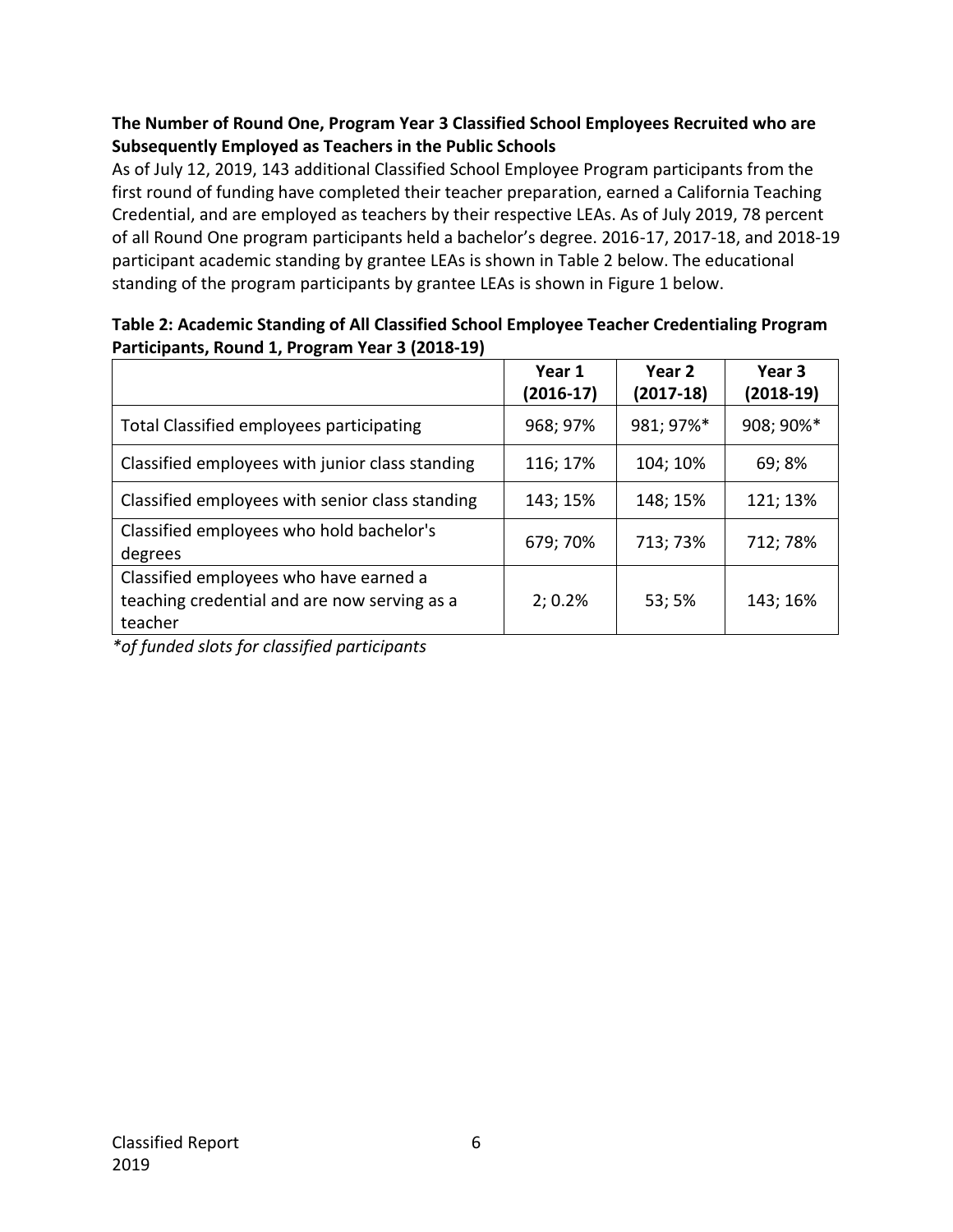### The Number of Round One, Program Year 3 Classified School Employees Recruited who are Subsequently Employed as Teachers in the Public Schools

As of July 12, 2019, 143 additional Classified School Employee Program participants from the first round of funding have completed their teacher preparation, earned a California Teaching Credential, and are employed as teachers by their respective LEAs. As of July 2019, 78 percent of all Round One program participants held a bachelor's degree. 2016-17, 2017-18, and 2018-19 participant academic standing by grantee LEAs is shown in Table 2 below. The educational standing of the program participants by grantee LEAs is shown in Figure 1 below.

**Table 2: Academic Standing of All Classified School Employee Teacher Credentialing Program Participants, Round 1, Program Year 3 (2018-19)**

| | Year 1 (2016-17) | Year 2 (2017-18) | Year 3 (2018-19) |
|---|---|---|---|
| Total Classified employees participating | 968; 97% | 981; 97%* | 908; 90%* |
| Classified employees with junior class standing | 116; 17% | 104; 10% | 69; 8% |
| Classified employees with senior class standing | 143; 15% | 148; 15% | 121; 13% |
| Classified employees who hold bachelor's degrees | 679; 70% | 713; 73% | 712; 78% |
| Classified employees who have earned a teaching credential and are now serving as a teacher | 2; 0.2% | 53; 5% | 143; 16% |

*\*of funded slots for classified participants*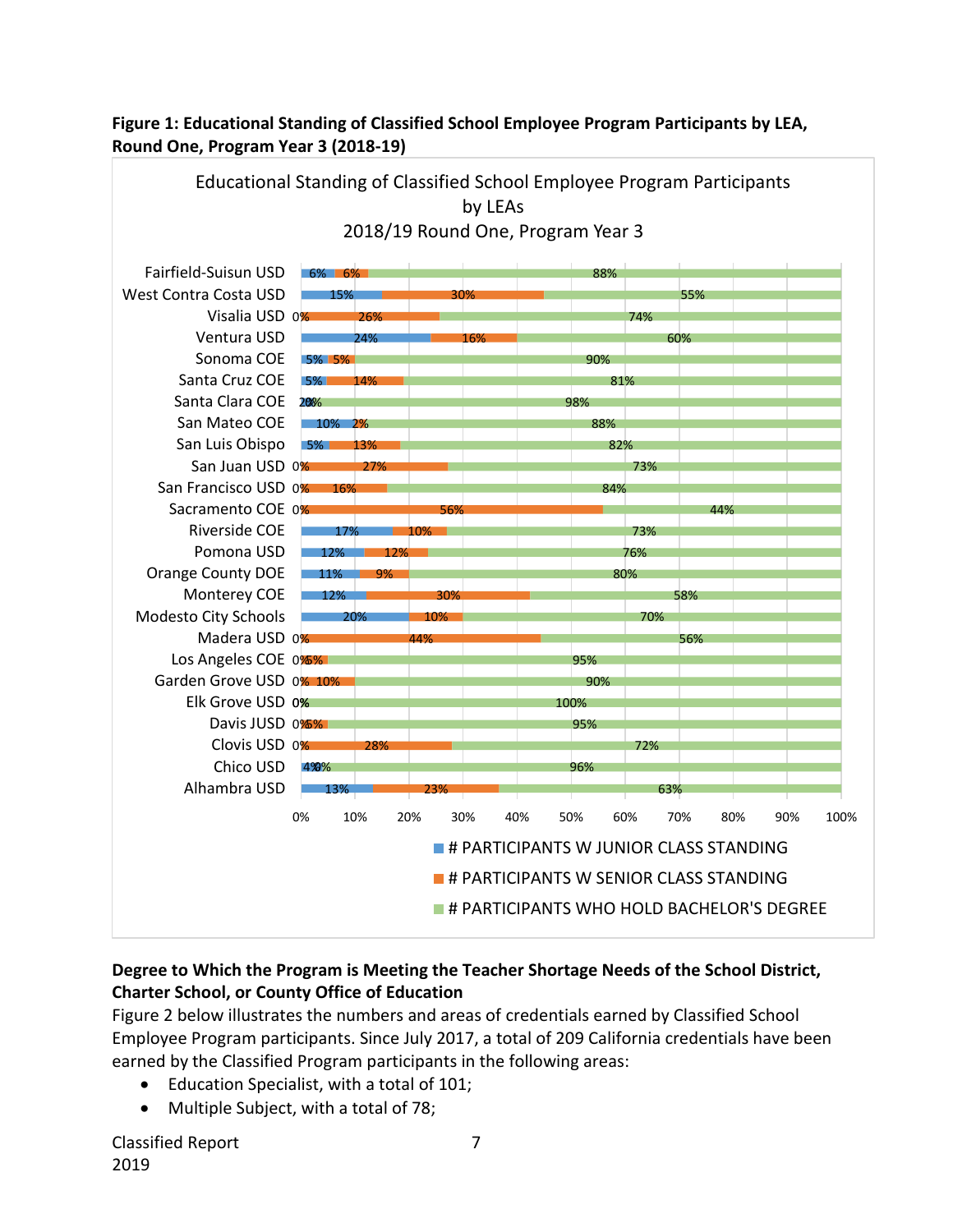**Figure 1: Educational Standing of Classified School Employee Program Participants by LEA, Round One, Program Year 3 (2018-19)**

Educational Standing of Classified School Employee Program Participants by LEAs
2018/19 Round One, Program Year 3

| LEA | # PARTICIPANTS W JUNIOR CLASS STANDING | # PARTICIPANTS W SENIOR CLASS STANDING | # PARTICIPANTS WHO HOLD BACHELOR'S DEGREE |
|---|---|---|---|
| Fairfield-Suisun USD | 6% | 6% | 88% |
| West Contra Costa USD | 15% | 30% | 55% |
| Visalia USD | 0% | 26% | 74% |
| Ventura USD | 24% | 16% | 60% |
| Sonoma COE | 5% | 5% | 90% |
| Santa Cruz COE | 5% | 14% | 81% |
| Santa Clara COE | 2% | 0% | 98% |
| San Mateo COE | 10% | 2% | 88% |
| San Luis Obispo | 5% | 13% | 82% |
| San Juan USD | 0% | 27% | 73% |
| San Francisco USD | 0% | 16% | 84% |
| Sacramento COE | 0% | 56% | 44% |
| Riverside COE | 17% | 10% | 73% |
| Pomona USD | 12% | 12% | 76% |
| Orange County DOE | 11% | 9% | 80% |
| Monterey COE | 12% | 30% | 58% |
| Modesto City Schools | 20% | 10% | 70% |
| Madera USD | 0% | 44% | 56% |
| Los Angeles COE | 0% | 5% | 95% |
| Garden Grove USD | 0% | 10% | 90% |
| Elk Grove USD | 0% | 0% | 100% |
| Davis JUSD | 0% | 5% | 95% |
| Clovis USD | 0% | 28% | 72% |
| Chico USD | 4% | 0% | 96% |
| Alhambra USD | 13% | 23% | 63% |

**Degree to Which the Program is Meeting the Teacher Shortage Needs of the School District, Charter School, or County Office of Education**

Figure 2 below illustrates the numbers and areas of credentials earned by Classified School Employee Program participants. Since July 2017, a total of 209 California credentials have been earned by the Classified Program participants in the following areas:

- Education Specialist, with a total of 101;
- Multiple Subject, with a total of 78;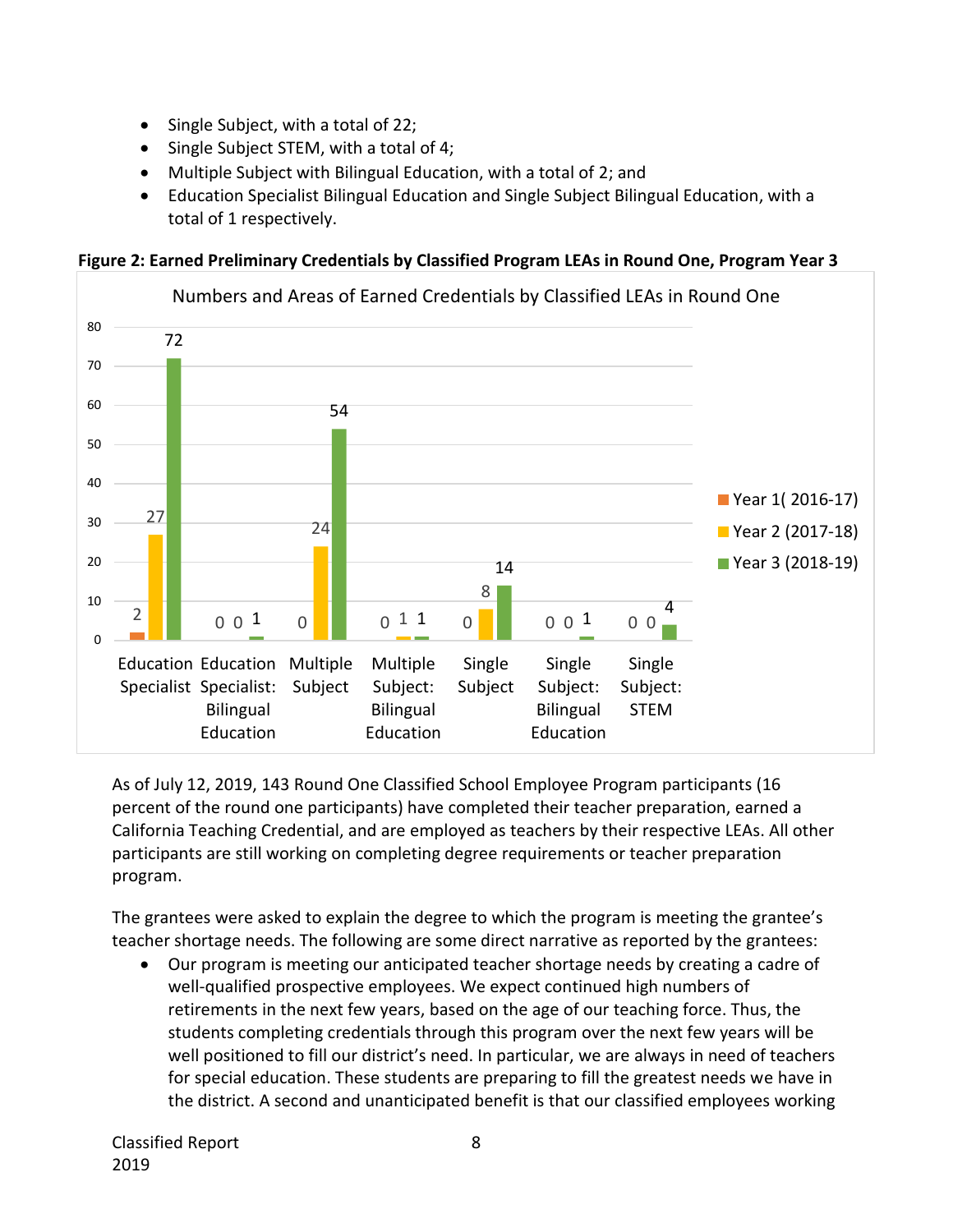- Single Subject, with a total of 22;
- Single Subject STEM, with a total of 4;
- Multiple Subject with Bilingual Education, with a total of 2; and
- Education Specialist Bilingual Education and Single Subject Bilingual Education, with a total of 1 respectively.

**Figure 2: Earned Preliminary Credentials by Classified Program LEAs in Round One, Program Year 3**

Numbers and Areas of Earned Credentials by Classified LEAs in Round One

| Credential Area | Year 1( 2016-17) | Year 2 (2017-18) | Year 3 (2018-19) |
|---|---|---|---|
| Education Specialist | 2 | 27 | 72 |
| Education Specialist: Bilingual Education | 0 | 0 | 1 |
| Multiple Subject | 0 | 24 | 54 |
| Multiple Subject: Bilingual Education | 0 | 1 | 1 |
| Single Subject | 0 | 8 | 14 |
| Single Subject: Bilingual Education | 0 | 0 | 1 |
| Single Subject: STEM | 0 | 0 | 4 |

As of July 12, 2019, 143 Round One Classified School Employee Program participants (16 percent of the round one participants) have completed their teacher preparation, earned a California Teaching Credential, and are employed as teachers by their respective LEAs. All other participants are still working on completing degree requirements or teacher preparation program.

The grantees were asked to explain the degree to which the program is meeting the grantee's teacher shortage needs. The following are some direct narrative as reported by the grantees:

- Our program is meeting our anticipated teacher shortage needs by creating a cadre of well-qualified prospective employees. We expect continued high numbers of retirements in the next few years, based on the age of our teaching force. Thus, the students completing credentials through this program over the next few years will be well positioned to fill our district's need. In particular, we are always in need of teachers for special education. These students are preparing to fill the greatest needs we have in the district. A second and unanticipated benefit is that our classified employees working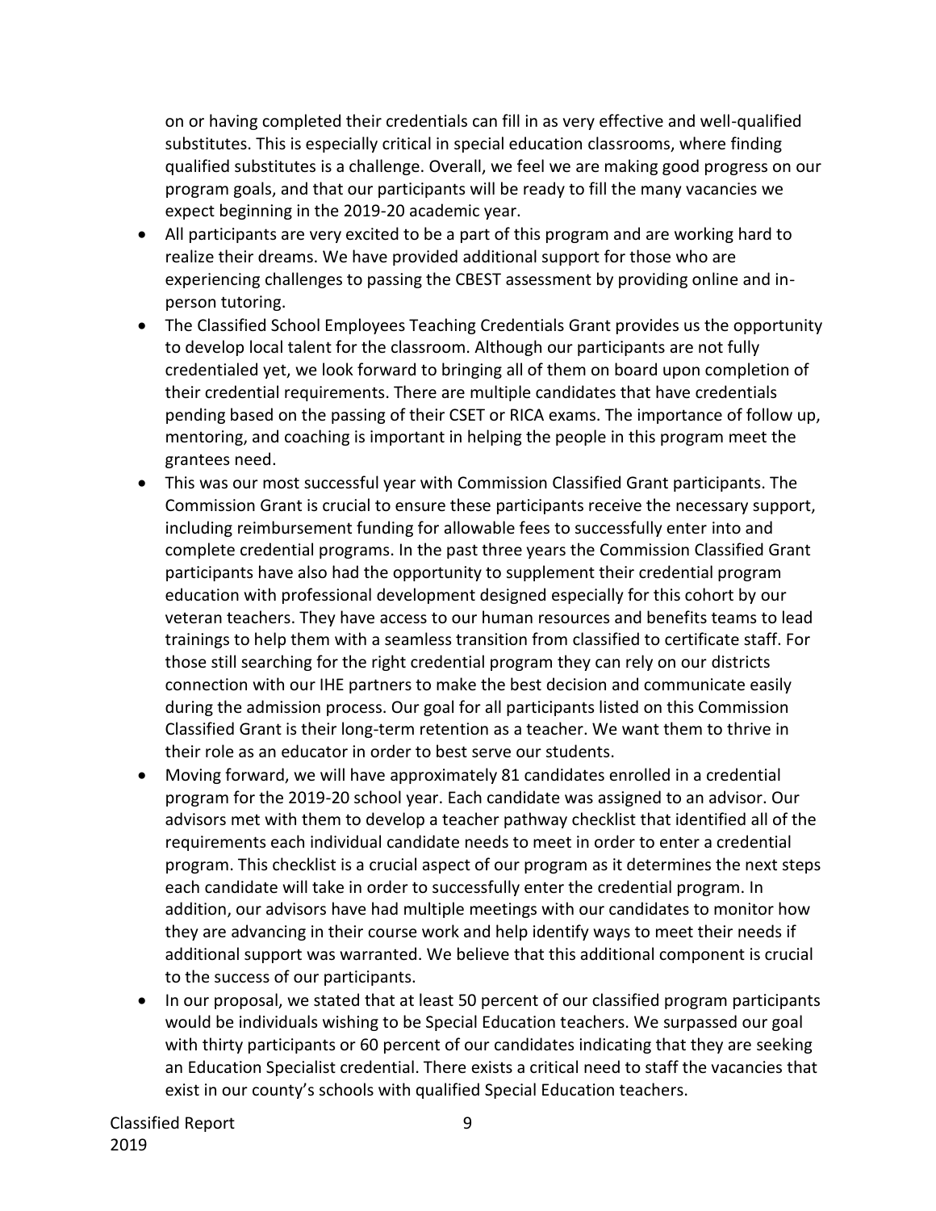on or having completed their credentials can fill in as very effective and well-qualified substitutes. This is especially critical in special education classrooms, where finding qualified substitutes is a challenge. Overall, we feel we are making good progress on our program goals, and that our participants will be ready to fill the many vacancies we expect beginning in the 2019-20 academic year.

- All participants are very excited to be a part of this program and are working hard to realize their dreams. We have provided additional support for those who are experiencing challenges to passing the CBEST assessment by providing online and in-person tutoring.
- The Classified School Employees Teaching Credentials Grant provides us the opportunity to develop local talent for the classroom. Although our participants are not fully credentialed yet, we look forward to bringing all of them on board upon completion of their credential requirements. There are multiple candidates that have credentials pending based on the passing of their CSET or RICA exams. The importance of follow up, mentoring, and coaching is important in helping the people in this program meet the grantees need.
- This was our most successful year with Commission Classified Grant participants. The Commission Grant is crucial to ensure these participants receive the necessary support, including reimbursement funding for allowable fees to successfully enter into and complete credential programs. In the past three years the Commission Classified Grant participants have also had the opportunity to supplement their credential program education with professional development designed especially for this cohort by our veteran teachers. They have access to our human resources and benefits teams to lead trainings to help them with a seamless transition from classified to certificate staff. For those still searching for the right credential program they can rely on our districts connection with our IHE partners to make the best decision and communicate easily during the admission process. Our goal for all participants listed on this Commission Classified Grant is their long-term retention as a teacher. We want them to thrive in their role as an educator in order to best serve our students.
- Moving forward, we will have approximately 81 candidates enrolled in a credential program for the 2019-20 school year. Each candidate was assigned to an advisor. Our advisors met with them to develop a teacher pathway checklist that identified all of the requirements each individual candidate needs to meet in order to enter a credential program. This checklist is a crucial aspect of our program as it determines the next steps each candidate will take in order to successfully enter the credential program. In addition, our advisors have had multiple meetings with our candidates to monitor how they are advancing in their course work and help identify ways to meet their needs if additional support was warranted. We believe that this additional component is crucial to the success of our participants.
- In our proposal, we stated that at least 50 percent of our classified program participants would be individuals wishing to be Special Education teachers. We surpassed our goal with thirty participants or 60 percent of our candidates indicating that they are seeking an Education Specialist credential. There exists a critical need to staff the vacancies that exist in our county's schools with qualified Special Education teachers.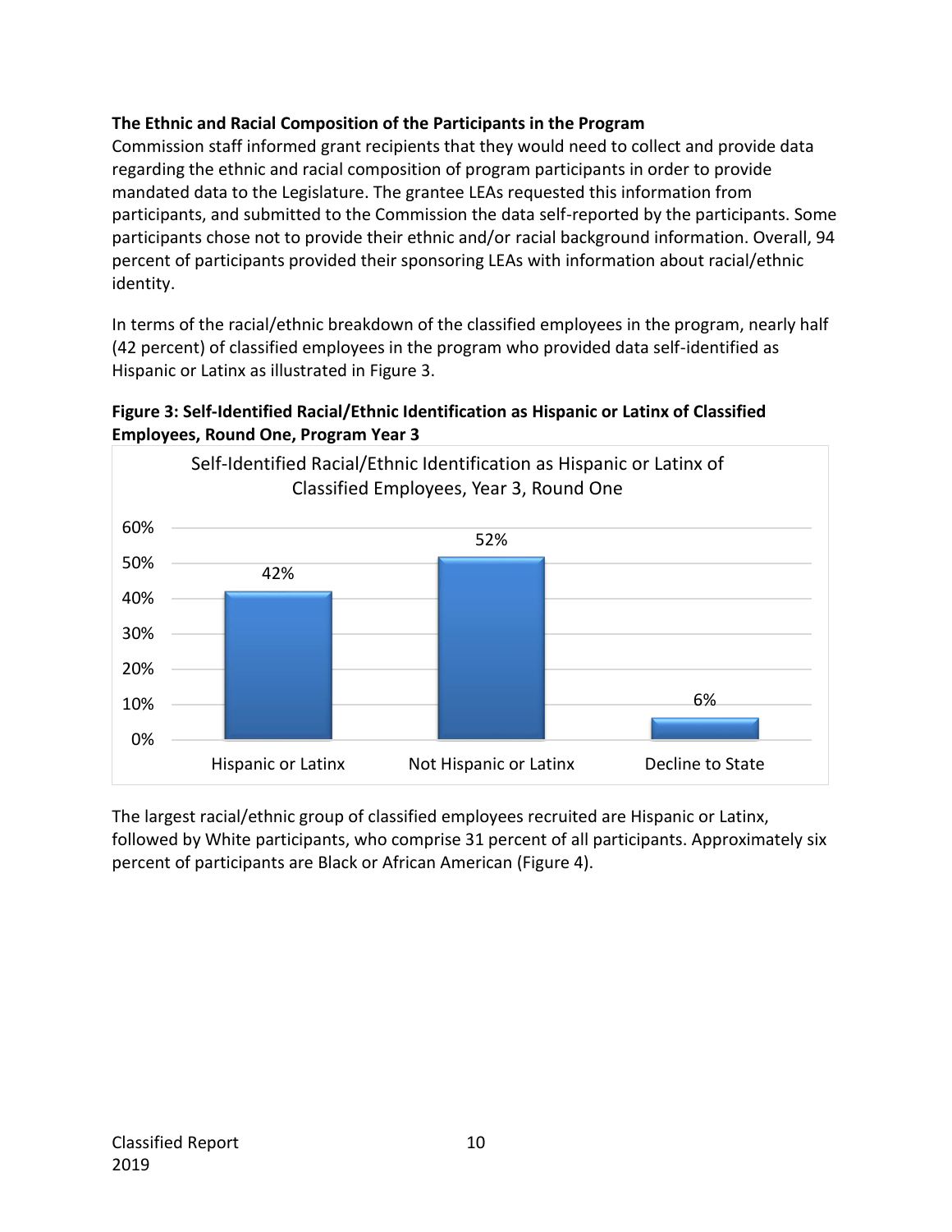**The Ethnic and Racial Composition of the Participants in the Program**

Commission staff informed grant recipients that they would need to collect and provide data regarding the ethnic and racial composition of program participants in order to provide mandated data to the Legislature. The grantee LEAs requested this information from participants, and submitted to the Commission the data self-reported by the participants. Some participants chose not to provide their ethnic and/or racial background information. Overall, 94 percent of participants provided their sponsoring LEAs with information about racial/ethnic identity.

In terms of the racial/ethnic breakdown of the classified employees in the program, nearly half (42 percent) of classified employees in the program who provided data self-identified as Hispanic or Latinx as illustrated in Figure 3.

**Figure 3: Self-Identified Racial/Ethnic Identification as Hispanic or Latinx of Classified Employees, Round One, Program Year 3**

Self-Identified Racial/Ethnic Identification as Hispanic or Latinx of Classified Employees, Year 3, Round One

| Category | Percent |
|---|---|
| Hispanic or Latinx | 42% |
| Not Hispanic or Latinx | 52% |
| Decline to State | 6% |

The largest racial/ethnic group of classified employees recruited are Hispanic or Latinx, followed by White participants, who comprise 31 percent of all participants. Approximately six percent of participants are Black or African American (Figure 4).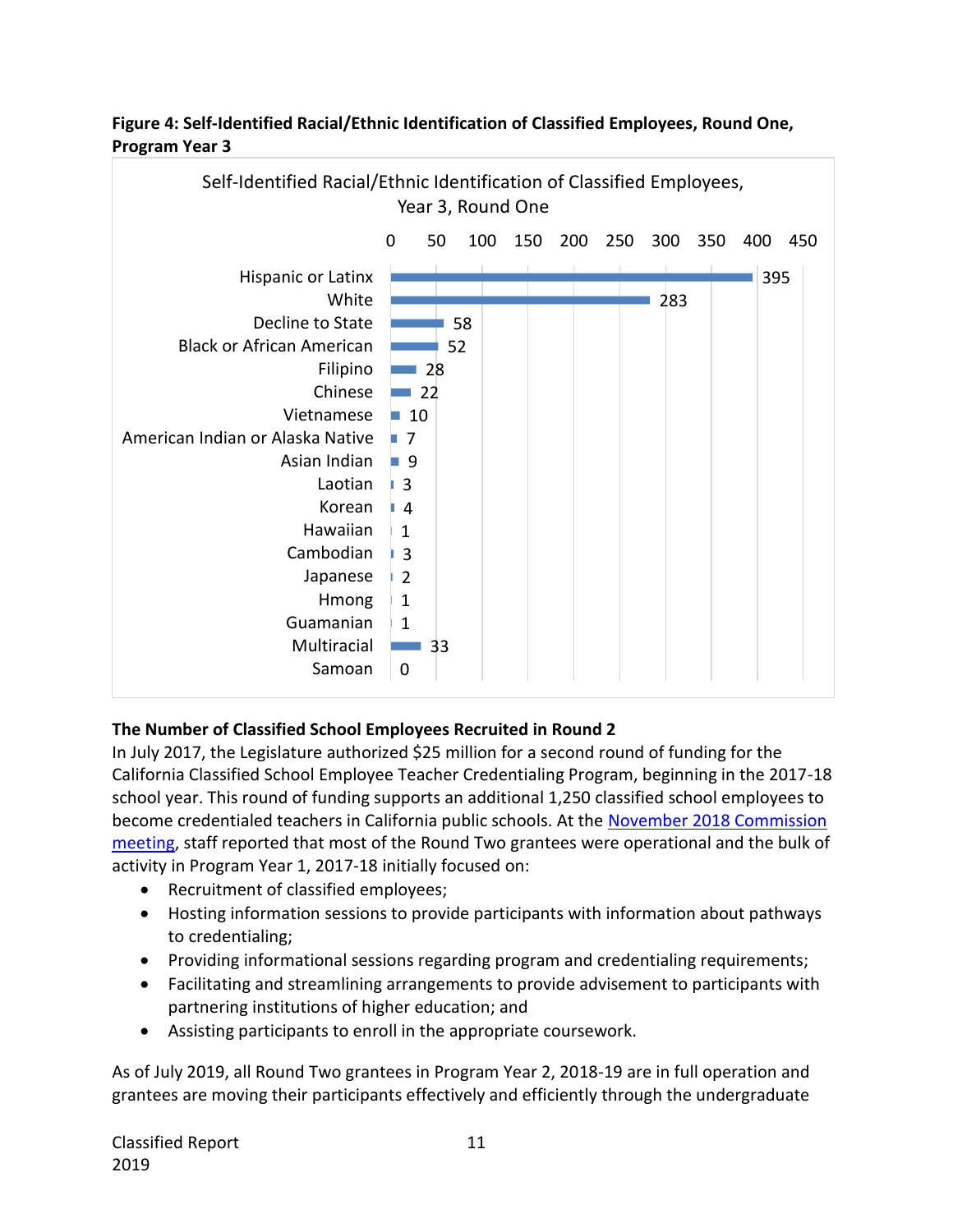**Figure 4: Self-Identified Racial/Ethnic Identification of Classified Employees, Round One, Program Year 3**

Self-Identified Racial/Ethnic Identification of Classified Employees, Year 3, Round One

| Racial/Ethnic Identification | Number |
|---|---|
| Hispanic or Latinx | 395 |
| White | 283 |
| Decline to State | 58 |
| Black or African American | 52 |
| Filipino | 28 |
| Chinese | 22 |
| Vietnamese | 10 |
| American Indian or Alaska Native | 7 |
| Asian Indian | 9 |
| Laotian | 3 |
| Korean | 4 |
| Hawaiian | 1 |
| Cambodian | 3 |
| Japanese | 2 |
| Hmong | 1 |
| Guamanian | 1 |
| Multiracial | 33 |
| Samoan | 0 |

### The Number of Classified School Employees Recruited in Round 2

In July 2017, the Legislature authorized $25 million for a second round of funding for the California Classified School Employee Teacher Credentialing Program, beginning in the 2017-18 school year. This round of funding supports an additional 1,250 classified school employees to become credentialed teachers in California public schools. At the November 2018 Commission meeting, staff reported that most of the Round Two grantees were operational and the bulk of activity in Program Year 1, 2017-18 initially focused on:

- Recruitment of classified employees;
- Hosting information sessions to provide participants with information about pathways to credentialing;
- Providing informational sessions regarding program and credentialing requirements;
- Facilitating and streamlining arrangements to provide advisement to participants with partnering institutions of higher education; and
- Assisting participants to enroll in the appropriate coursework.

As of July 2019, all Round Two grantees in Program Year 2, 2018-19 are in full operation and grantees are moving their participants effectively and efficiently through the undergraduate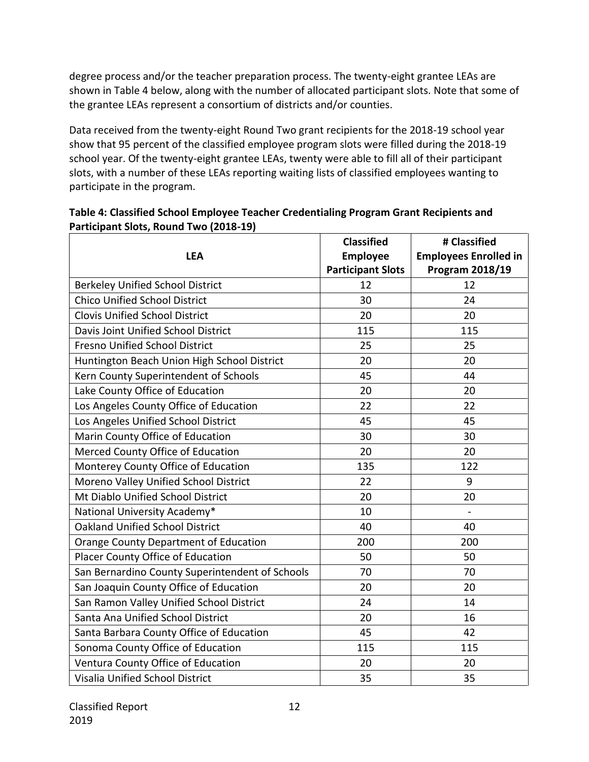degree process and/or the teacher preparation process. The twenty-eight grantee LEAs are shown in Table 4 below, along with the number of allocated participant slots. Note that some of the grantee LEAs represent a consortium of districts and/or counties.

Data received from the twenty-eight Round Two grant recipients for the 2018-19 school year show that 95 percent of the classified employee program slots were filled during the 2018-19 school year. Of the twenty-eight grantee LEAs, twenty were able to fill all of their participant slots, with a number of these LEAs reporting waiting lists of classified employees wanting to participate in the program.

**Table 4: Classified School Employee Teacher Credentialing Program Grant Recipients and Participant Slots, Round Two (2018-19)**

| LEA | Classified Employee Participant Slots | # Classified Employees Enrolled in Program 2018/19 |
|---|---|---|
| Berkeley Unified School District | 12 | 12 |
| Chico Unified School District | 30 | 24 |
| Clovis Unified School District | 20 | 20 |
| Davis Joint Unified School District | 115 | 115 |
| Fresno Unified School District | 25 | 25 |
| Huntington Beach Union High School District | 20 | 20 |
| Kern County Superintendent of Schools | 45 | 44 |
| Lake County Office of Education | 20 | 20 |
| Los Angeles County Office of Education | 22 | 22 |
| Los Angeles Unified School District | 45 | 45 |
| Marin County Office of Education | 30 | 30 |
| Merced County Office of Education | 20 | 20 |
| Monterey County Office of Education | 135 | 122 |
| Moreno Valley Unified School District | 22 | 9 |
| Mt Diablo Unified School District | 20 | 20 |
| National University Academy* | 10 | - |
| Oakland Unified School District | 40 | 40 |
| Orange County Department of Education | 200 | 200 |
| Placer County Office of Education | 50 | 50 |
| San Bernardino County Superintendent of Schools | 70 | 70 |
| San Joaquin County Office of Education | 20 | 20 |
| San Ramon Valley Unified School District | 24 | 14 |
| Santa Ana Unified School District | 20 | 16 |
| Santa Barbara County Office of Education | 45 | 42 |
| Sonoma County Office of Education | 115 | 115 |
| Ventura County Office of Education | 20 | 20 |
| Visalia Unified School District | 35 | 35 |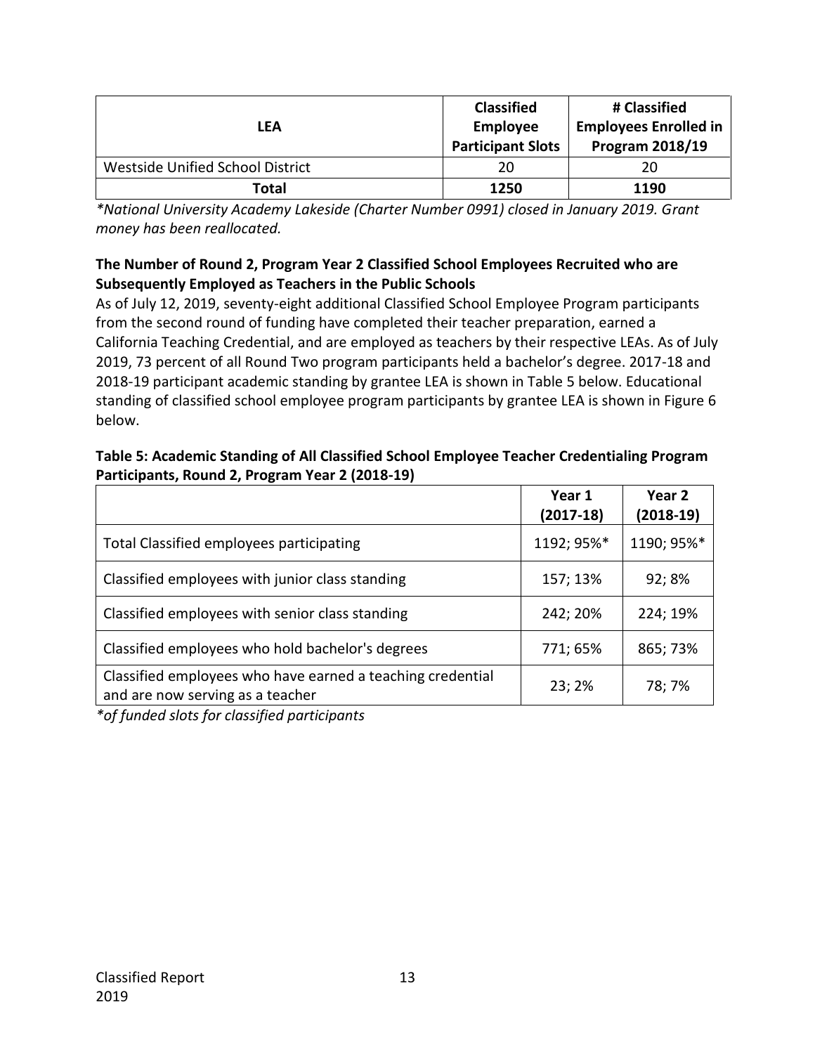| LEA | Classified Employee Participant Slots | # Classified Employees Enrolled in Program 2018/19 |
|---|---|---|
| Westside Unified School District | 20 | 20 |
| **Total** | **1250** | **1190** |

*\*National University Academy Lakeside (Charter Number 0991) closed in January 2019. Grant money has been reallocated.*

**The Number of Round 2, Program Year 2 Classified School Employees Recruited who are Subsequently Employed as Teachers in the Public Schools**

As of July 12, 2019, seventy-eight additional Classified School Employee Program participants from the second round of funding have completed their teacher preparation, earned a California Teaching Credential, and are employed as teachers by their respective LEAs. As of July 2019, 73 percent of all Round Two program participants held a bachelor's degree. 2017-18 and 2018-19 participant academic standing by grantee LEA is shown in Table 5 below. Educational standing of classified school employee program participants by grantee LEA is shown in Figure 6 below.

**Table 5: Academic Standing of All Classified School Employee Teacher Credentialing Program Participants, Round 2, Program Year 2 (2018-19)**

| | Year 1 (2017-18) | Year 2 (2018-19) |
|---|---|---|
| Total Classified employees participating | 1192; 95%* | 1190; 95%* |
| Classified employees with junior class standing | 157; 13% | 92; 8% |
| Classified employees with senior class standing | 242; 20% | 224; 19% |
| Classified employees who hold bachelor's degrees | 771; 65% | 865; 73% |
| Classified employees who have earned a teaching credential and are now serving as a teacher | 23; 2% | 78; 7% |

*\*of funded slots for classified participants*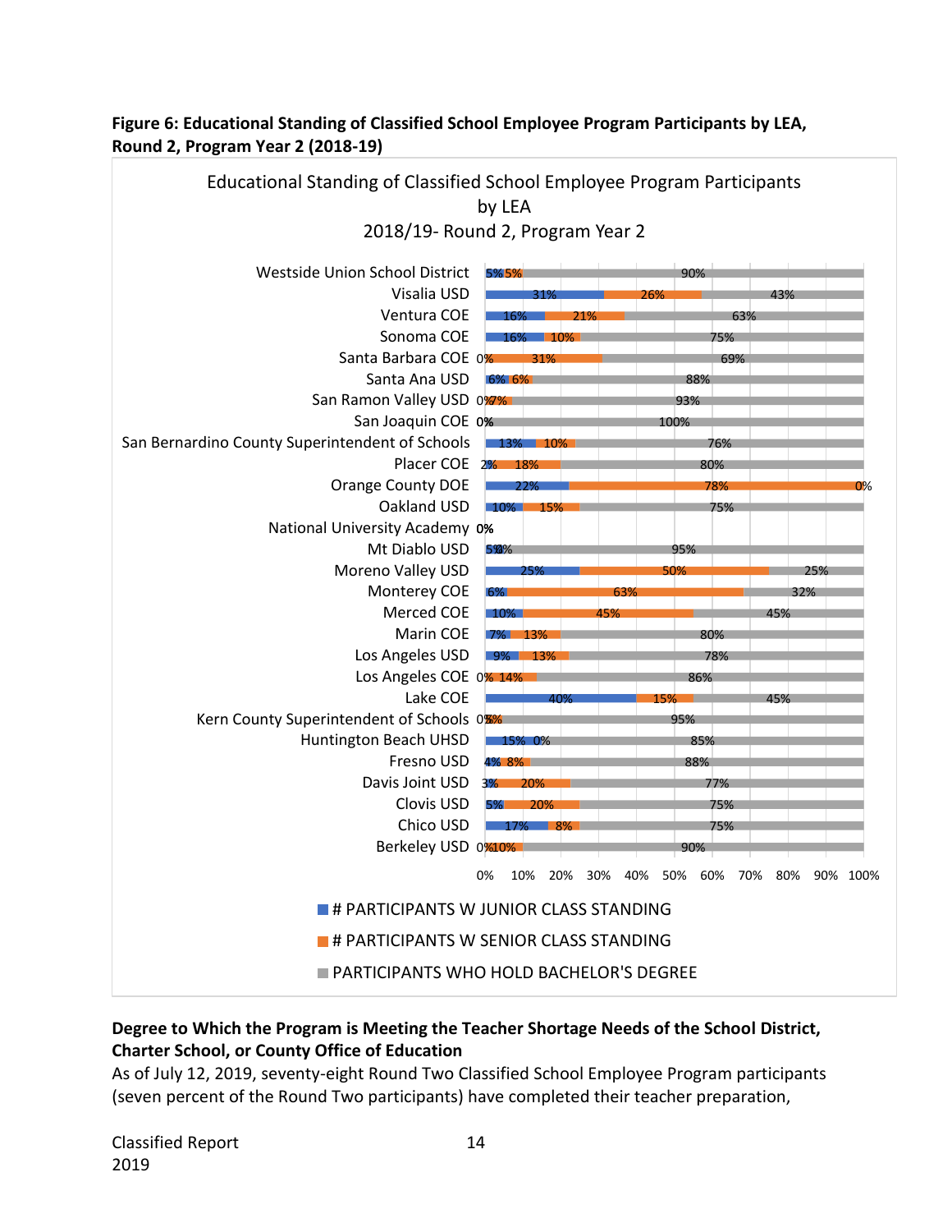**Figure 6: Educational Standing of Classified School Employee Program Participants by LEA, Round 2, Program Year 2 (2018-19)**

Educational Standing of Classified School Employee Program Participants by LEA
2018/19- Round 2, Program Year 2

| LEA | # Participants w Junior Class Standing | # Participants w Senior Class Standing | Participants Who Hold Bachelor's Degree |
| --- | --- | --- | --- |
| Westside Union School District | 5% | 5% | 90% |
| Visalia USD | 31% | 26% | 43% |
| Ventura COE | 16% | 21% | 63% |
| Sonoma COE | 16% | 10% | 75% |
| Santa Barbara COE | 0% | 31% | 69% |
| Santa Ana USD | 6% | 6% | 88% |
| San Ramon Valley USD | 0% | 7% | 93% |
| San Joaquin COE | 0% | 0% | 100% |
| San Bernardino County Superintendent of Schools | 13% | 10% | 76% |
| Placer COE | 2% | 18% | 80% |
| Orange County DOE | 22% | 78% | 0% |
| Oakland USD | 10% | 15% | 75% |
| National University Academy | 0% | 0% | 0% |
| Mt Diablo USD | 5% | 0% | 95% |
| Moreno Valley USD | 25% | 50% | 25% |
| Monterey COE | 6% | 63% | 32% |
| Merced COE | 10% | 45% | 45% |
| Marin COE | 7% | 13% | 80% |
| Los Angeles USD | 9% | 13% | 78% |
| Los Angeles COE | 0% | 14% | 86% |
| Lake COE | 40% | 15% | 45% |
| Kern County Superintendent of Schools | 0% | 5% | 95% |
| Huntington Beach UHSD | 15% | 0% | 85% |
| Fresno USD | 4% | 8% | 88% |
| Davis Joint USD | 3% | 20% | 77% |
| Clovis USD | 5% | 20% | 75% |
| Chico USD | 17% | 8% | 75% |
| Berkeley USD | 0% | 10% | 90% |

**Degree to Which the Program is Meeting the Teacher Shortage Needs of the School District, Charter School, or County Office of Education**

As of July 12, 2019, seventy-eight Round Two Classified School Employee Program participants (seven percent of the Round Two participants) have completed their teacher preparation,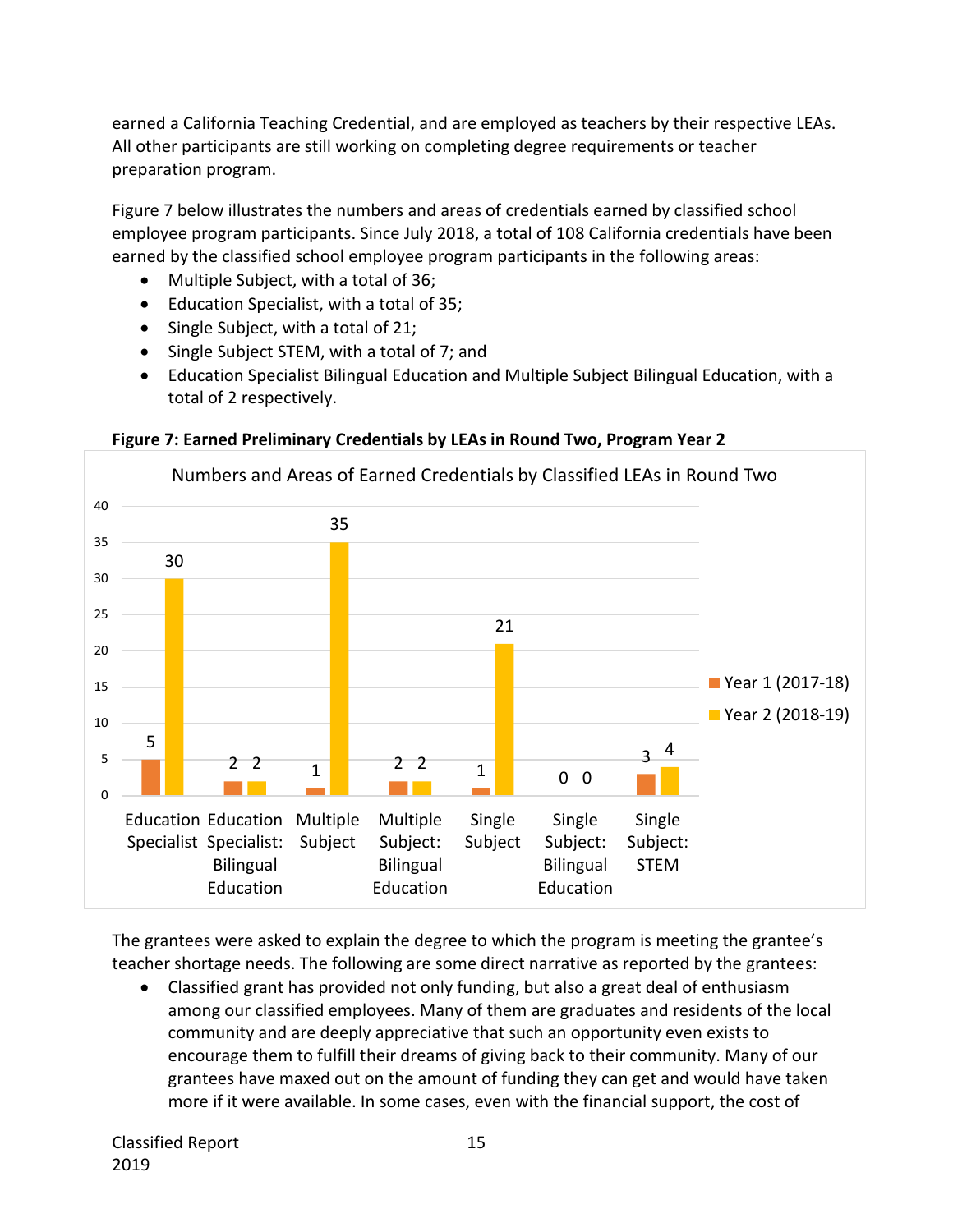earned a California Teaching Credential, and are employed as teachers by their respective LEAs. All other participants are still working on completing degree requirements or teacher preparation program.

Figure 7 below illustrates the numbers and areas of credentials earned by classified school employee program participants. Since July 2018, a total of 108 California credentials have been earned by the classified school employee program participants in the following areas:

- Multiple Subject, with a total of 36;
- Education Specialist, with a total of 35;
- Single Subject, with a total of 21;
- Single Subject STEM, with a total of 7; and
- Education Specialist Bilingual Education and Multiple Subject Bilingual Education, with a total of 2 respectively.

**Figure 7: Earned Preliminary Credentials by LEAs in Round Two, Program Year 2**

Numbers and Areas of Earned Credentials by Classified LEAs in Round Two

| Credential Area | Year 1 (2017-18) | Year 2 (2018-19) |
|---|---|---|
| Education Specialist | 5 | 30 |
| Education Specialist: Bilingual Education | 2 | 2 |
| Multiple Subject | 1 | 35 |
| Multiple Subject: Bilingual Education | 2 | 2 |
| Single Subject | 1 | 21 |
| Single Subject: Bilingual Education | 0 | 0 |
| Single Subject: STEM | 3 | 4 |

The grantees were asked to explain the degree to which the program is meeting the grantee's teacher shortage needs. The following are some direct narrative as reported by the grantees:

- Classified grant has provided not only funding, but also a great deal of enthusiasm among our classified employees. Many of them are graduates and residents of the local community and are deeply appreciative that such an opportunity even exists to encourage them to fulfill their dreams of giving back to their community. Many of our grantees have maxed out on the amount of funding they can get and would have taken more if it were available. In some cases, even with the financial support, the cost of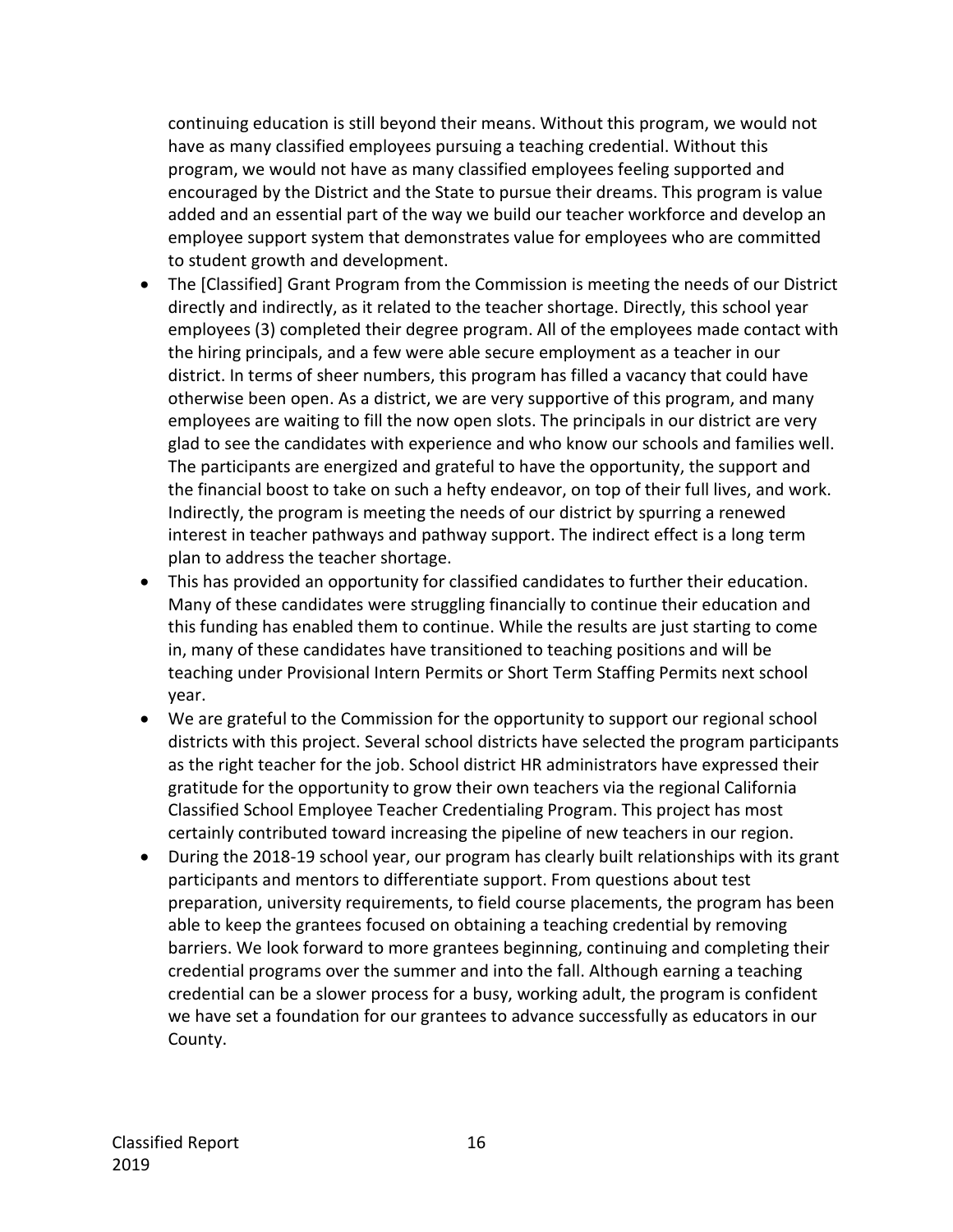continuing education is still beyond their means. Without this program, we would not have as many classified employees pursuing a teaching credential. Without this program, we would not have as many classified employees feeling supported and encouraged by the District and the State to pursue their dreams. This program is value added and an essential part of the way we build our teacher workforce and develop an employee support system that demonstrates value for employees who are committed to student growth and development.

- The [Classified] Grant Program from the Commission is meeting the needs of our District directly and indirectly, as it related to the teacher shortage. Directly, this school year employees (3) completed their degree program. All of the employees made contact with the hiring principals, and a few were able secure employment as a teacher in our district. In terms of sheer numbers, this program has filled a vacancy that could have otherwise been open. As a district, we are very supportive of this program, and many employees are waiting to fill the now open slots. The principals in our district are very glad to see the candidates with experience and who know our schools and families well. The participants are energized and grateful to have the opportunity, the support and the financial boost to take on such a hefty endeavor, on top of their full lives, and work. Indirectly, the program is meeting the needs of our district by spurring a renewed interest in teacher pathways and pathway support. The indirect effect is a long term plan to address the teacher shortage.
- This has provided an opportunity for classified candidates to further their education. Many of these candidates were struggling financially to continue their education and this funding has enabled them to continue. While the results are just starting to come in, many of these candidates have transitioned to teaching positions and will be teaching under Provisional Intern Permits or Short Term Staffing Permits next school year.
- We are grateful to the Commission for the opportunity to support our regional school districts with this project. Several school districts have selected the program participants as the right teacher for the job. School district HR administrators have expressed their gratitude for the opportunity to grow their own teachers via the regional California Classified School Employee Teacher Credentialing Program. This project has most certainly contributed toward increasing the pipeline of new teachers in our region.
- During the 2018-19 school year, our program has clearly built relationships with its grant participants and mentors to differentiate support. From questions about test preparation, university requirements, to field course placements, the program has been able to keep the grantees focused on obtaining a teaching credential by removing barriers. We look forward to more grantees beginning, continuing and completing their credential programs over the summer and into the fall. Although earning a teaching credential can be a slower process for a busy, working adult, the program is confident we have set a foundation for our grantees to advance successfully as educators in our County.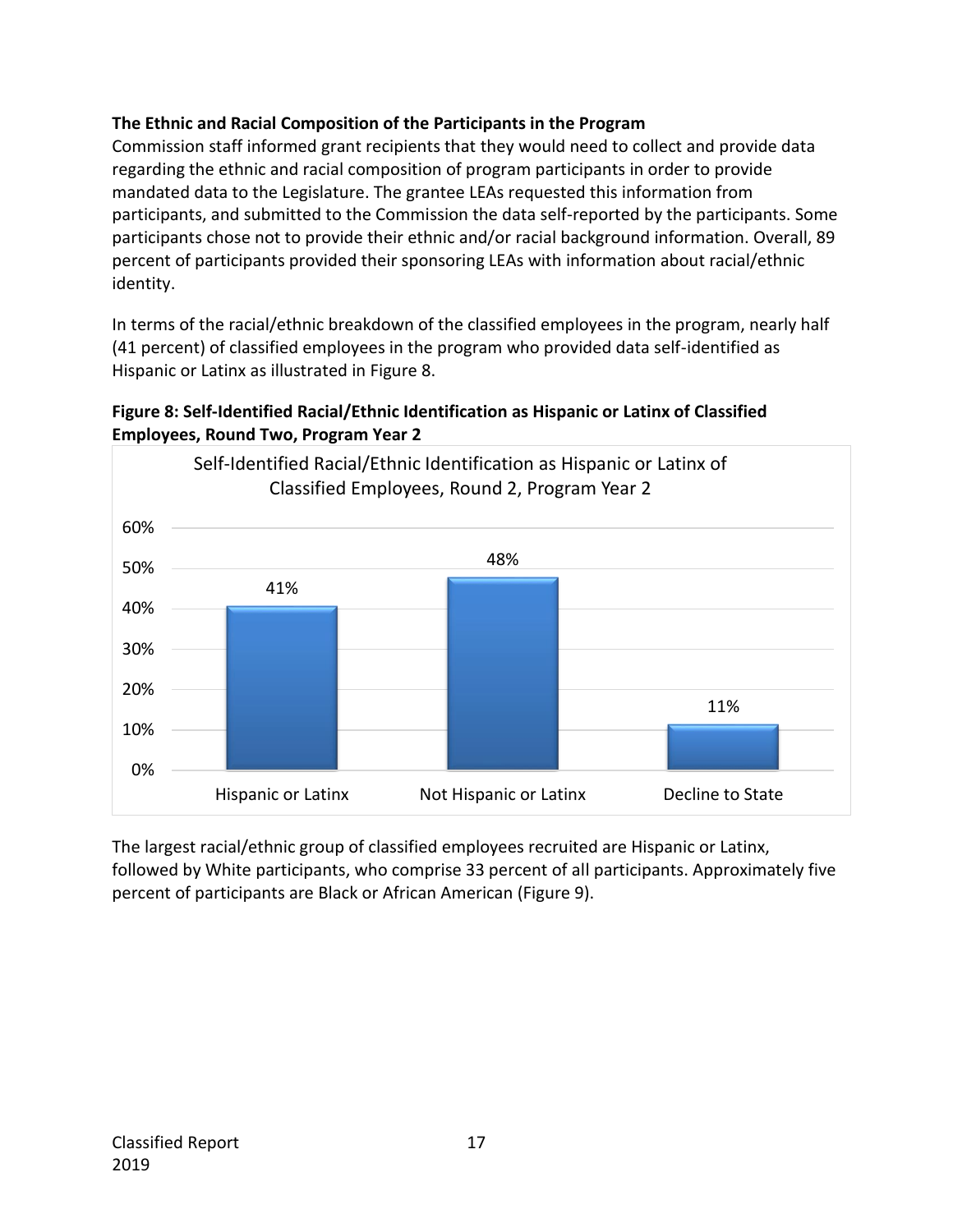### The Ethnic and Racial Composition of the Participants in the Program

Commission staff informed grant recipients that they would need to collect and provide data regarding the ethnic and racial composition of program participants in order to provide mandated data to the Legislature. The grantee LEAs requested this information from participants, and submitted to the Commission the data self-reported by the participants. Some participants chose not to provide their ethnic and/or racial background information. Overall, 89 percent of participants provided their sponsoring LEAs with information about racial/ethnic identity.

In terms of the racial/ethnic breakdown of the classified employees in the program, nearly half (41 percent) of classified employees in the program who provided data self-identified as Hispanic or Latinx as illustrated in Figure 8.

**Figure 8: Self-Identified Racial/Ethnic Identification as Hispanic or Latinx of Classified Employees, Round Two, Program Year 2**

Self-Identified Racial/Ethnic Identification as Hispanic or Latinx of Classified Employees, Round 2, Program Year 2

| Category | Percent |
| --- | --- |
| Hispanic or Latinx | 41% |
| Not Hispanic or Latinx | 48% |
| Decline to State | 11% |

The largest racial/ethnic group of classified employees recruited are Hispanic or Latinx, followed by White participants, who comprise 33 percent of all participants. Approximately five percent of participants are Black or African American (Figure 9).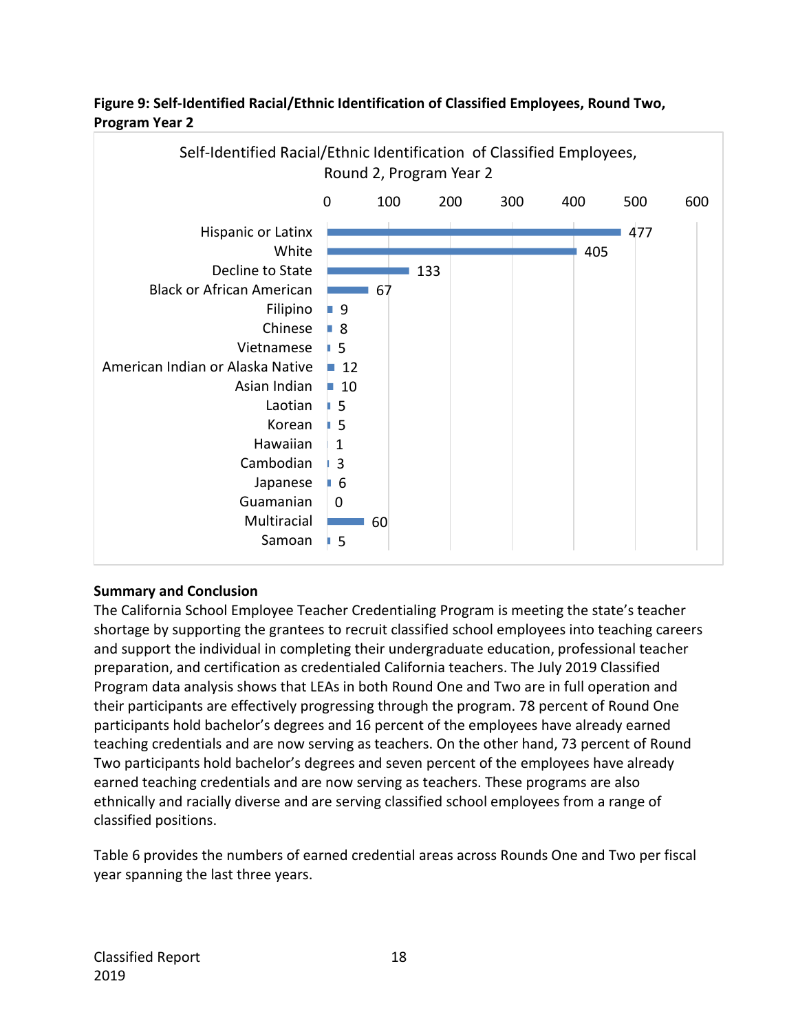**Figure 9: Self-Identified Racial/Ethnic Identification of Classified Employees, Round Two, Program Year 2**

| Self-Identified Racial/Ethnic Identification of Classified Employees, Round 2, Program Year 2 | |
|---|---|
| Hispanic or Latinx | 477 |
| White | 405 |
| Decline to State | 133 |
| Black or African American | 67 |
| Filipino | 9 |
| Chinese | 8 |
| Vietnamese | 5 |
| American Indian or Alaska Native | 12 |
| Asian Indian | 10 |
| Laotian | 5 |
| Korean | 5 |
| Hawaiian | 1 |
| Cambodian | 3 |
| Japanese | 6 |
| Guamanian | 0 |
| Multiracial | 60 |
| Samoan | 5 |

**Summary and Conclusion**

The California School Employee Teacher Credentialing Program is meeting the state's teacher shortage by supporting the grantees to recruit classified school employees into teaching careers and support the individual in completing their undergraduate education, professional teacher preparation, and certification as credentialed California teachers. The July 2019 Classified Program data analysis shows that LEAs in both Round One and Two are in full operation and their participants are effectively progressing through the program. 78 percent of Round One participants hold bachelor's degrees and 16 percent of the employees have already earned teaching credentials and are now serving as teachers. On the other hand, 73 percent of Round Two participants hold bachelor's degrees and seven percent of the employees have already earned teaching credentials and are now serving as teachers. These programs are also ethnically and racially diverse and are serving classified school employees from a range of classified positions.

Table 6 provides the numbers of earned credential areas across Rounds One and Two per fiscal year spanning the last three years.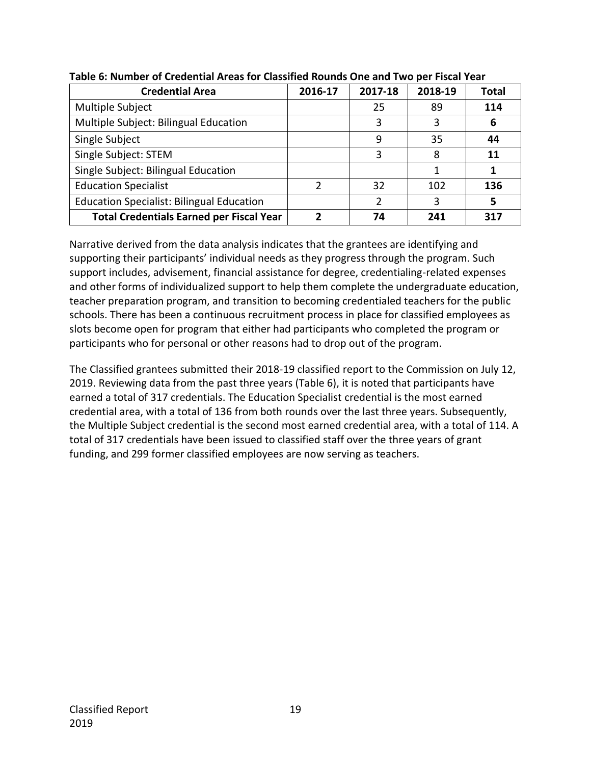**Table 6: Number of Credential Areas for Classified Rounds One and Two per Fiscal Year**

| Credential Area | 2016-17 | 2017-18 | 2018-19 | Total |
|---|---|---|---|---|
| Multiple Subject | | 25 | 89 | **114** |
| Multiple Subject: Bilingual Education | | 3 | 3 | **6** |
| Single Subject | | 9 | 35 | **44** |
| Single Subject: STEM | | 3 | 8 | **11** |
| Single Subject: Bilingual Education | | | 1 | **1** |
| Education Specialist | 2 | 32 | 102 | **136** |
| Education Specialist: Bilingual Education | | 2 | 3 | **5** |
| **Total Credentials Earned per Fiscal Year** | **2** | **74** | **241** | **317** |

Narrative derived from the data analysis indicates that the grantees are identifying and supporting their participants' individual needs as they progress through the program. Such support includes, advisement, financial assistance for degree, credentialing-related expenses and other forms of individualized support to help them complete the undergraduate education, teacher preparation program, and transition to becoming credentialed teachers for the public schools. There has been a continuous recruitment process in place for classified employees as slots become open for program that either had participants who completed the program or participants who for personal or other reasons had to drop out of the program.

The Classified grantees submitted their 2018-19 classified report to the Commission on July 12, 2019. Reviewing data from the past three years (Table 6), it is noted that participants have earned a total of 317 credentials. The Education Specialist credential is the most earned credential area, with a total of 136 from both rounds over the last three years. Subsequently, the Multiple Subject credential is the second most earned credential area, with a total of 114. A total of 317 credentials have been issued to classified staff over the three years of grant funding, and 299 former classified employees are now serving as teachers.